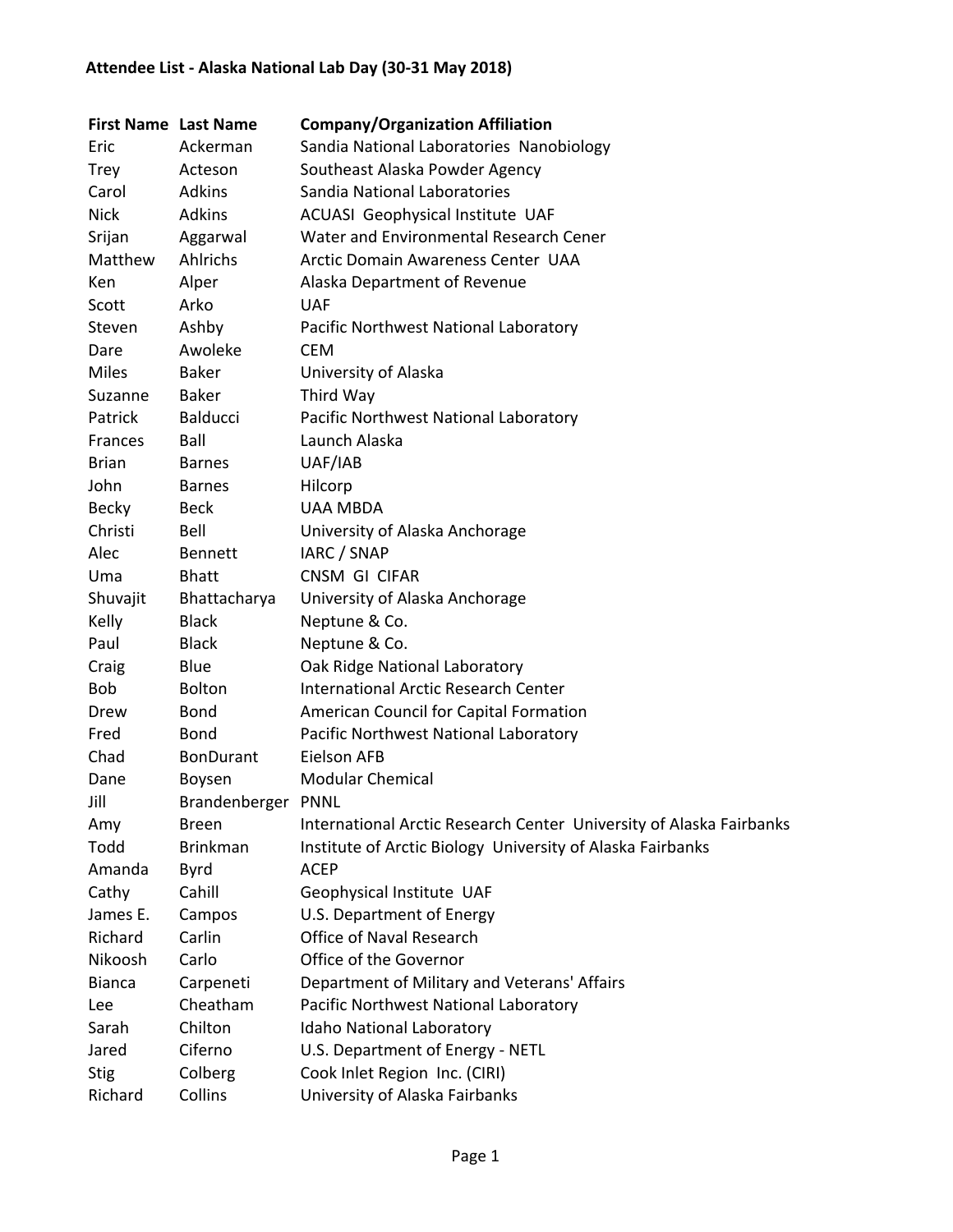**Attendee List - Alaska National Lab Day (30-31 May 2018)**

| First Name | Last Name | Company/Organization Affiliation |
| --- | --- | --- |
| Eric | Ackerman | Sandia National Laboratories  Nanobiology |
| Trey | Acteson | Southeast Alaska Powder Agency |
| Carol | Adkins | Sandia National Laboratories |
| Nick | Adkins | ACUASI  Geophysical Institute  UAF |
| Srijan | Aggarwal | Water and Environmental Research Cener |
| Matthew | Ahlrichs | Arctic Domain Awareness Center  UAA |
| Ken | Alper | Alaska Department of Revenue |
| Scott | Arko | UAF |
| Steven | Ashby | Pacific Northwest National Laboratory |
| Dare | Awoleke | CEM |
| Miles | Baker | University of Alaska |
| Suzanne | Baker | Third Way |
| Patrick | Balducci | Pacific Northwest National Laboratory |
| Frances | Ball | Launch Alaska |
| Brian | Barnes | UAF/IAB |
| John | Barnes | Hilcorp |
| Becky | Beck | UAA MBDA |
| Christi | Bell | University of Alaska Anchorage |
| Alec | Bennett | IARC / SNAP |
| Uma | Bhatt | CNSM  GI  CIFAR |
| Shuvajit | Bhattacharya | University of Alaska Anchorage |
| Kelly | Black | Neptune & Co. |
| Paul | Black | Neptune & Co. |
| Craig | Blue | Oak Ridge National Laboratory |
| Bob | Bolton | International Arctic Research Center |
| Drew | Bond | American Council for Capital Formation |
| Fred | Bond | Pacific Northwest National Laboratory |
| Chad | BonDurant | Eielson AFB |
| Dane | Boysen | Modular Chemical |
| Jill | Brandenberger | PNNL |
| Amy | Breen | International Arctic Research Center  University of Alaska Fairbanks |
| Todd | Brinkman | Institute of Arctic Biology  University of Alaska Fairbanks |
| Amanda | Byrd | ACEP |
| Cathy | Cahill | Geophysical Institute  UAF |
| James E. | Campos | U.S. Department of Energy |
| Richard | Carlin | Office of Naval Research |
| Nikoosh | Carlo | Office of the Governor |
| Bianca | Carpeneti | Department of Military and Veterans' Affairs |
| Lee | Cheatham | Pacific Northwest National Laboratory |
| Sarah | Chilton | Idaho National Laboratory |
| Jared | Ciferno | U.S. Department of Energy - NETL |
| Stig | Colberg | Cook Inlet Region  Inc. (CIRI) |
| Richard | Collins | University of Alaska Fairbanks |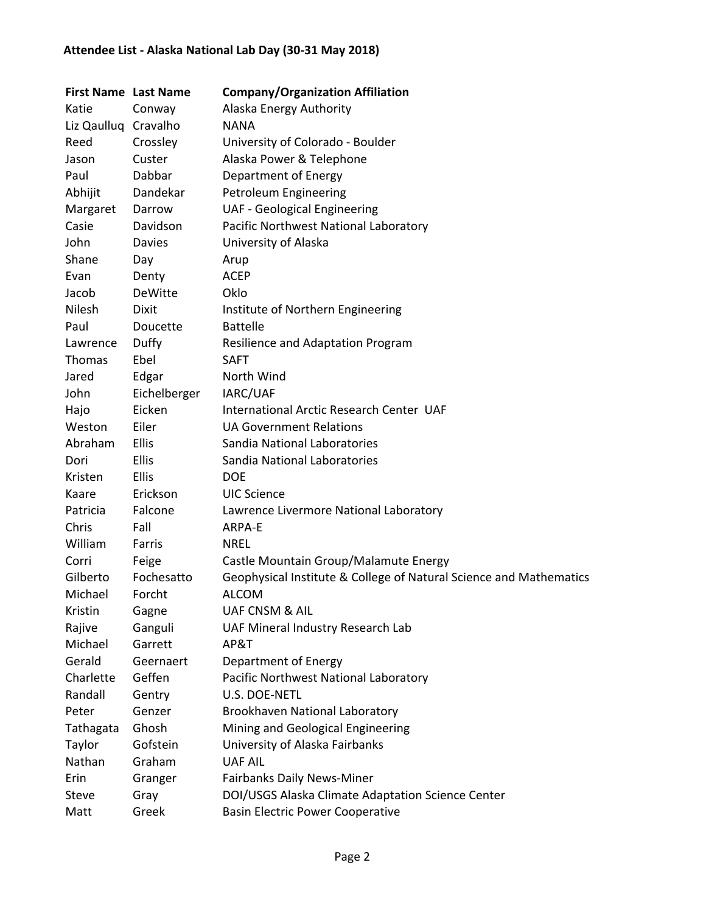**Attendee List - Alaska National Lab Day (30-31 May 2018)**

| First Name | Last Name | Company/Organization Affiliation |
|---|---|---|
| Katie | Conway | Alaska Energy Authority |
| Liz Qaulluq | Cravalho | NANA |
| Reed | Crossley | University of Colorado - Boulder |
| Jason | Custer | Alaska Power & Telephone |
| Paul | Dabbar | Department of Energy |
| Abhijit | Dandekar | Petroleum Engineering |
| Margaret | Darrow | UAF - Geological Engineering |
| Casie | Davidson | Pacific Northwest National Laboratory |
| John | Davies | University of Alaska |
| Shane | Day | Arup |
| Evan | Denty | ACEP |
| Jacob | DeWitte | Oklo |
| Nilesh | Dixit | Institute of Northern Engineering |
| Paul | Doucette | Battelle |
| Lawrence | Duffy | Resilience and Adaptation Program |
| Thomas | Ebel | SAFT |
| Jared | Edgar | North Wind |
| John | Eichelberger | IARC/UAF |
| Hajo | Eicken | International Arctic Research Center UAF |
| Weston | Eiler | UA Government Relations |
| Abraham | Ellis | Sandia National Laboratories |
| Dori | Ellis | Sandia National Laboratories |
| Kristen | Ellis | DOE |
| Kaare | Erickson | UIC Science |
| Patricia | Falcone | Lawrence Livermore National Laboratory |
| Chris | Fall | ARPA-E |
| William | Farris | NREL |
| Corri | Feige | Castle Mountain Group/Malamute Energy |
| Gilberto | Fochesatto | Geophysical Institute & College of Natural Science and Mathematics |
| Michael | Forcht | ALCOM |
| Kristin | Gagne | UAF CNSM & AIL |
| Rajive | Ganguli | UAF Mineral Industry Research Lab |
| Michael | Garrett | AP&T |
| Gerald | Geernaert | Department of Energy |
| Charlette | Geffen | Pacific Northwest National Laboratory |
| Randall | Gentry | U.S. DOE-NETL |
| Peter | Genzer | Brookhaven National Laboratory |
| Tathagata | Ghosh | Mining and Geological Engineering |
| Taylor | Gofstein | University of Alaska Fairbanks |
| Nathan | Graham | UAF AIL |
| Erin | Granger | Fairbanks Daily News-Miner |
| Steve | Gray | DOI/USGS Alaska Climate Adaptation Science Center |
| Matt | Greek | Basin Electric Power Cooperative |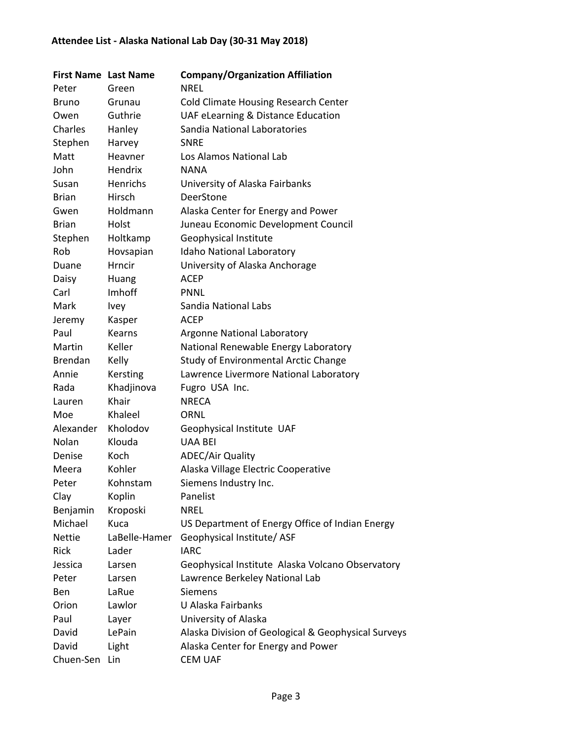**Attendee List - Alaska National Lab Day (30-31 May 2018)**

| First Name | Last Name | Company/Organization Affiliation |
|---|---|---|
| Peter | Green | NREL |
| Bruno | Grunau | Cold Climate Housing Research Center |
| Owen | Guthrie | UAF eLearning & Distance Education |
| Charles | Hanley | Sandia National Laboratories |
| Stephen | Harvey | SNRE |
| Matt | Heavner | Los Alamos National Lab |
| John | Hendrix | NANA |
| Susan | Henrichs | University of Alaska Fairbanks |
| Brian | Hirsch | DeerStone |
| Gwen | Holdmann | Alaska Center for Energy and Power |
| Brian | Holst | Juneau Economic Development Council |
| Stephen | Holtkamp | Geophysical Institute |
| Rob | Hovsapian | Idaho National Laboratory |
| Duane | Hrncir | University of Alaska Anchorage |
| Daisy | Huang | ACEP |
| Carl | Imhoff | PNNL |
| Mark | Ivey | Sandia National Labs |
| Jeremy | Kasper | ACEP |
| Paul | Kearns | Argonne National Laboratory |
| Martin | Keller | National Renewable Energy Laboratory |
| Brendan | Kelly | Study of Environmental Arctic Change |
| Annie | Kersting | Lawrence Livermore National Laboratory |
| Rada | Khadjinova | Fugro USA Inc. |
| Lauren | Khair | NRECA |
| Moe | Khaleel | ORNL |
| Alexander | Kholodov | Geophysical Institute UAF |
| Nolan | Klouda | UAA BEI |
| Denise | Koch | ADEC/Air Quality |
| Meera | Kohler | Alaska Village Electric Cooperative |
| Peter | Kohnstam | Siemens Industry Inc. |
| Clay | Koplin | Panelist |
| Benjamin | Kroposki | NREL |
| Michael | Kuca | US Department of Energy Office of Indian Energy |
| Nettie | LaBelle-Hamer | Geophysical Institute/ ASF |
| Rick | Lader | IARC |
| Jessica | Larsen | Geophysical Institute Alaska Volcano Observatory |
| Peter | Larsen | Lawrence Berkeley National Lab |
| Ben | LaRue | Siemens |
| Orion | Lawlor | U Alaska Fairbanks |
| Paul | Layer | University of Alaska |
| David | LePain | Alaska Division of Geological & Geophysical Surveys |
| David | Light | Alaska Center for Energy and Power |
| Chuen-Sen | Lin | CEM UAF |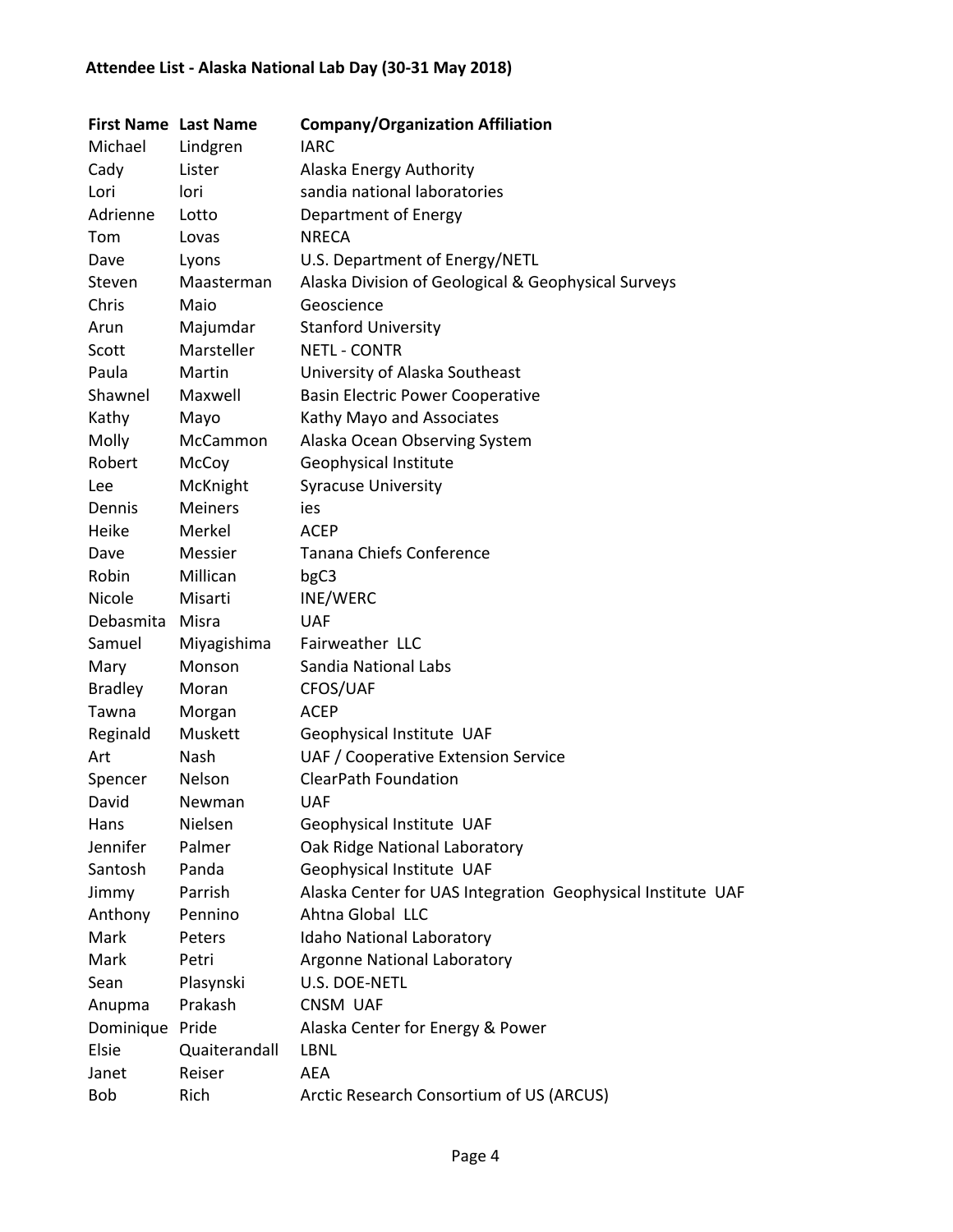**Attendee List - Alaska National Lab Day (30-31 May 2018)**

| First Name | Last Name | Company/Organization Affiliation |
|---|---|---|
| Michael | Lindgren | IARC |
| Cady | Lister | Alaska Energy Authority |
| Lori | lori | sandia national laboratories |
| Adrienne | Lotto | Department of Energy |
| Tom | Lovas | NRECA |
| Dave | Lyons | U.S. Department of Energy/NETL |
| Steven | Maasterman | Alaska Division of Geological & Geophysical Surveys |
| Chris | Maio | Geoscience |
| Arun | Majumdar | Stanford University |
| Scott | Marsteller | NETL - CONTR |
| Paula | Martin | University of Alaska Southeast |
| Shawnel | Maxwell | Basin Electric Power Cooperative |
| Kathy | Mayo | Kathy Mayo and Associates |
| Molly | McCammon | Alaska Ocean Observing System |
| Robert | McCoy | Geophysical Institute |
| Lee | McKnight | Syracuse University |
| Dennis | Meiners | ies |
| Heike | Merkel | ACEP |
| Dave | Messier | Tanana Chiefs Conference |
| Robin | Millican | bgC3 |
| Nicole | Misarti | INE/WERC |
| Debasmita | Misra | UAF |
| Samuel | Miyagishima | Fairweather LLC |
| Mary | Monson | Sandia National Labs |
| Bradley | Moran | CFOS/UAF |
| Tawna | Morgan | ACEP |
| Reginald | Muskett | Geophysical Institute UAF |
| Art | Nash | UAF / Cooperative Extension Service |
| Spencer | Nelson | ClearPath Foundation |
| David | Newman | UAF |
| Hans | Nielsen | Geophysical Institute UAF |
| Jennifer | Palmer | Oak Ridge National Laboratory |
| Santosh | Panda | Geophysical Institute UAF |
| Jimmy | Parrish | Alaska Center for UAS Integration Geophysical Institute UAF |
| Anthony | Pennino | Ahtna Global LLC |
| Mark | Peters | Idaho National Laboratory |
| Mark | Petri | Argonne National Laboratory |
| Sean | Plasynski | U.S. DOE-NETL |
| Anupma | Prakash | CNSM UAF |
| Dominique | Pride | Alaska Center for Energy & Power |
| Elsie | Quaiterandall | LBNL |
| Janet | Reiser | AEA |
| Bob | Rich | Arctic Research Consortium of US (ARCUS) |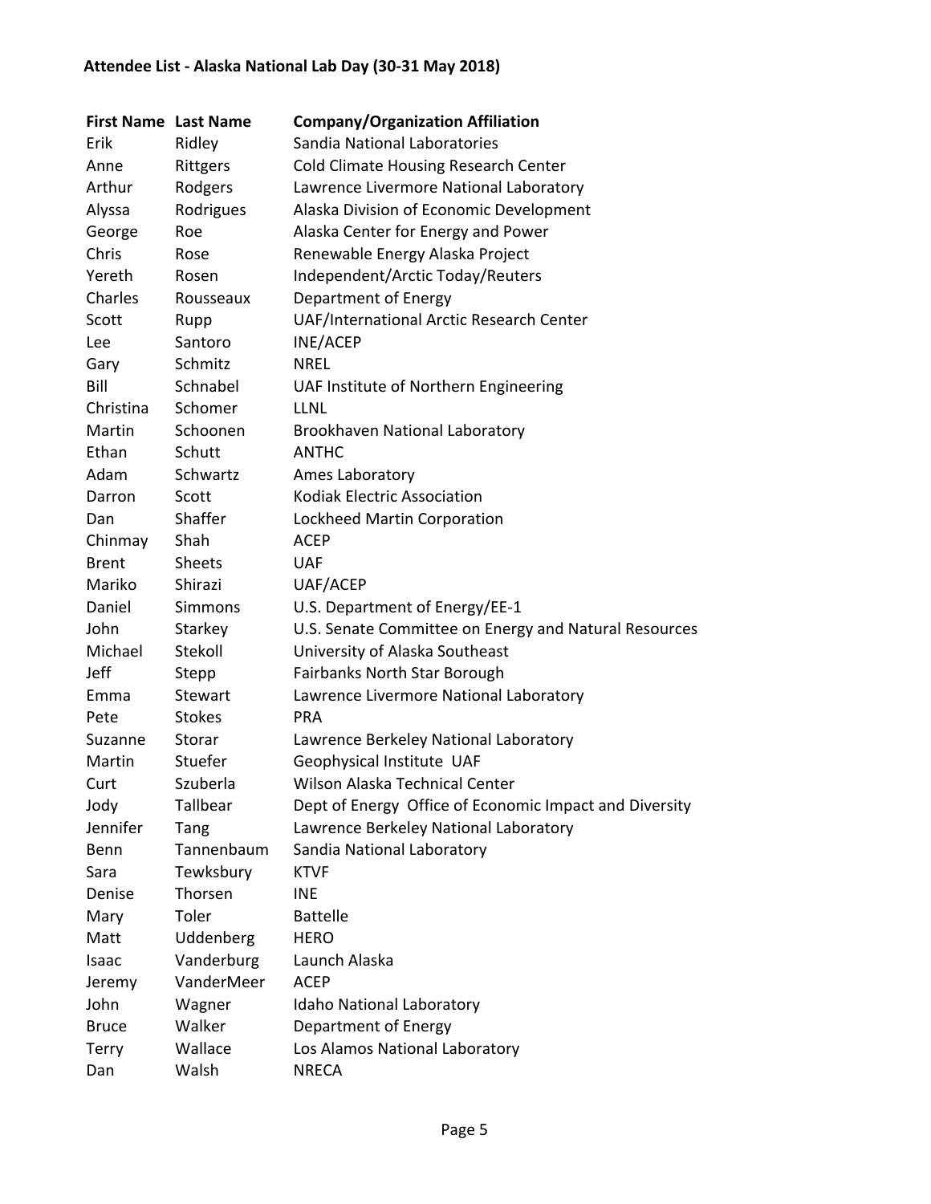**Attendee List - Alaska National Lab Day (30-31 May 2018)**

| First Name | Last Name | Company/Organization Affiliation |
| --- | --- | --- |
| Erik | Ridley | Sandia National Laboratories |
| Anne | Rittgers | Cold Climate Housing Research Center |
| Arthur | Rodgers | Lawrence Livermore National Laboratory |
| Alyssa | Rodrigues | Alaska Division of Economic Development |
| George | Roe | Alaska Center for Energy and Power |
| Chris | Rose | Renewable Energy Alaska Project |
| Yereth | Rosen | Independent/Arctic Today/Reuters |
| Charles | Rousseaux | Department of Energy |
| Scott | Rupp | UAF/International Arctic Research Center |
| Lee | Santoro | INE/ACEP |
| Gary | Schmitz | NREL |
| Bill | Schnabel | UAF Institute of Northern Engineering |
| Christina | Schomer | LLNL |
| Martin | Schoonen | Brookhaven National Laboratory |
| Ethan | Schutt | ANTHC |
| Adam | Schwartz | Ames Laboratory |
| Darron | Scott | Kodiak Electric Association |
| Dan | Shaffer | Lockheed Martin Corporation |
| Chinmay | Shah | ACEP |
| Brent | Sheets | UAF |
| Mariko | Shirazi | UAF/ACEP |
| Daniel | Simmons | U.S. Department of Energy/EE-1 |
| John | Starkey | U.S. Senate Committee on Energy and Natural Resources |
| Michael | Stekoll | University of Alaska Southeast |
| Jeff | Stepp | Fairbanks North Star Borough |
| Emma | Stewart | Lawrence Livermore National Laboratory |
| Pete | Stokes | PRA |
| Suzanne | Storar | Lawrence Berkeley National Laboratory |
| Martin | Stuefer | Geophysical Institute UAF |
| Curt | Szuberla | Wilson Alaska Technical Center |
| Jody | Tallbear | Dept of Energy Office of Economic Impact and Diversity |
| Jennifer | Tang | Lawrence Berkeley National Laboratory |
| Benn | Tannenbaum | Sandia National Laboratory |
| Sara | Tewksbury | KTVF |
| Denise | Thorsen | INE |
| Mary | Toler | Battelle |
| Matt | Uddenberg | HERO |
| Isaac | Vanderburg | Launch Alaska |
| Jeremy | VanderMeer | ACEP |
| John | Wagner | Idaho National Laboratory |
| Bruce | Walker | Department of Energy |
| Terry | Wallace | Los Alamos National Laboratory |
| Dan | Walsh | NRECA |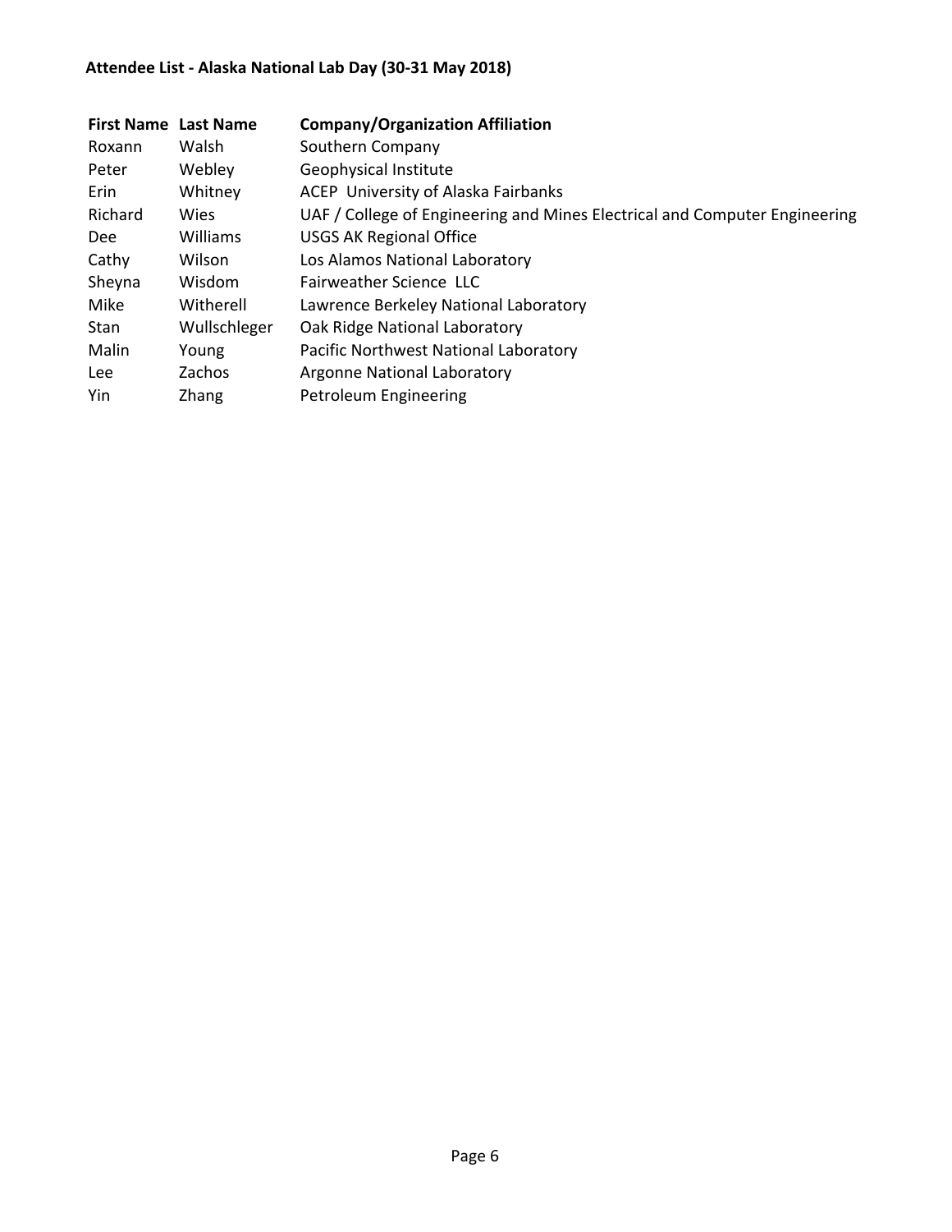**Attendee List - Alaska National Lab Day (30-31 May 2018)**

| First Name | Last Name | Company/Organization Affiliation |
|---|---|---|
| Roxann | Walsh | Southern Company |
| Peter | Webley | Geophysical Institute |
| Erin | Whitney | ACEP  University of Alaska Fairbanks |
| Richard | Wies | UAF / College of Engineering and Mines Electrical and Computer Engineering |
| Dee | Williams | USGS AK Regional Office |
| Cathy | Wilson | Los Alamos National Laboratory |
| Sheyna | Wisdom | Fairweather Science  LLC |
| Mike | Witherell | Lawrence Berkeley National Laboratory |
| Stan | Wullschleger | Oak Ridge National Laboratory |
| Malin | Young | Pacific Northwest National Laboratory |
| Lee | Zachos | Argonne National Laboratory |
| Yin | Zhang | Petroleum Engineering |